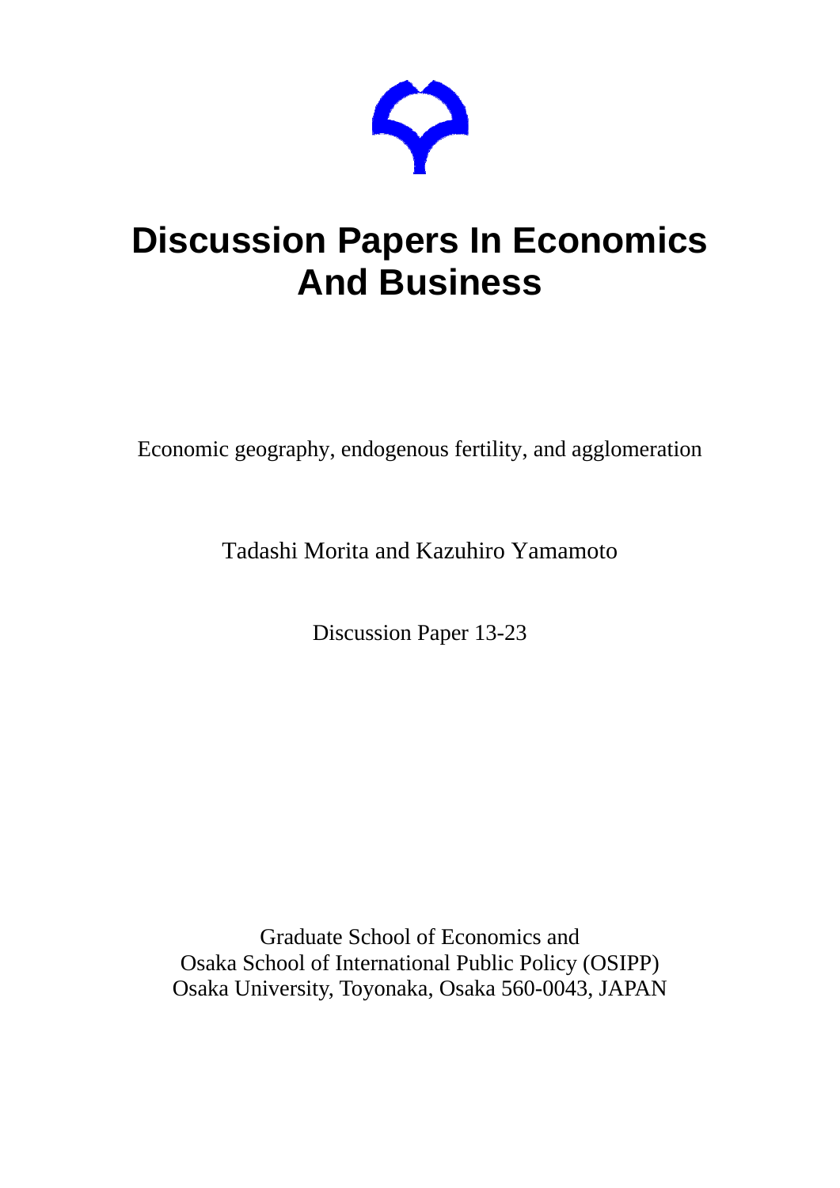# Discussion Papers In Economics And Business

Economic geography, endogenous fertility, and agglomeration

Tadashi Morita and Kazuhiro Yamamoto

Discussion Paper 13-23

Graduate School of Economics and
Osaka School of International Public Policy (OSIPP)
Osaka University, Toyonaka, Osaka 560-0043, JAPAN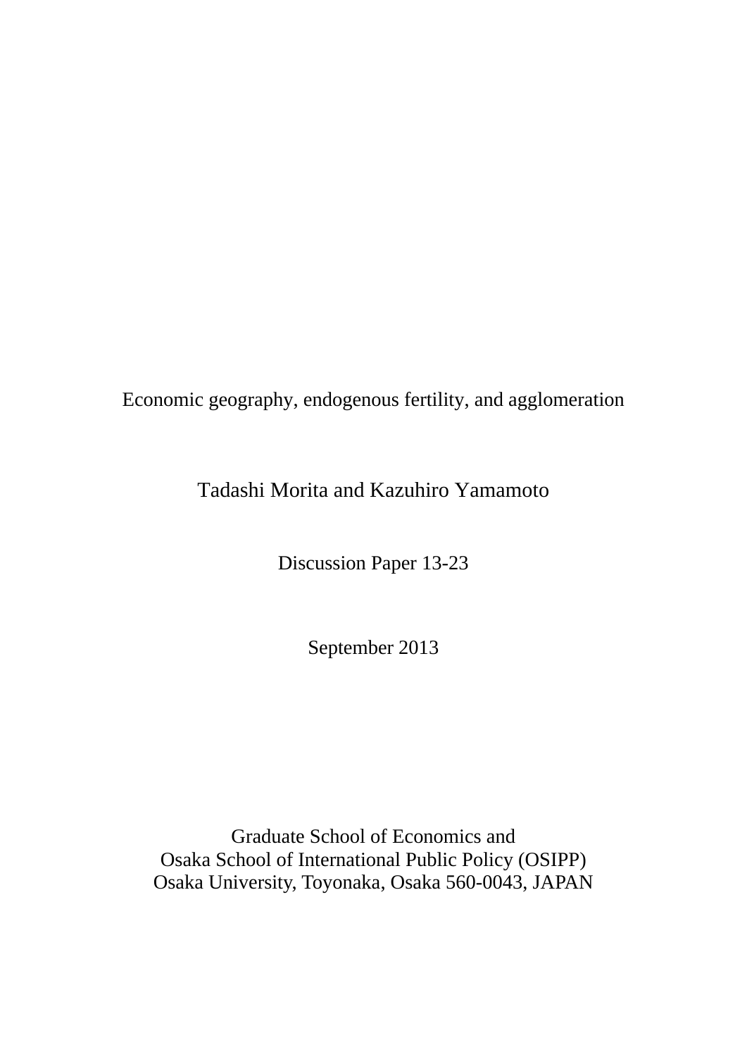# Economic geography, endogenous fertility, and agglomeration

Tadashi Morita and Kazuhiro Yamamoto

Discussion Paper 13-23

September 2013

Graduate School of Economics and
Osaka School of International Public Policy (OSIPP)
Osaka University, Toyonaka, Osaka 560-0043, JAPAN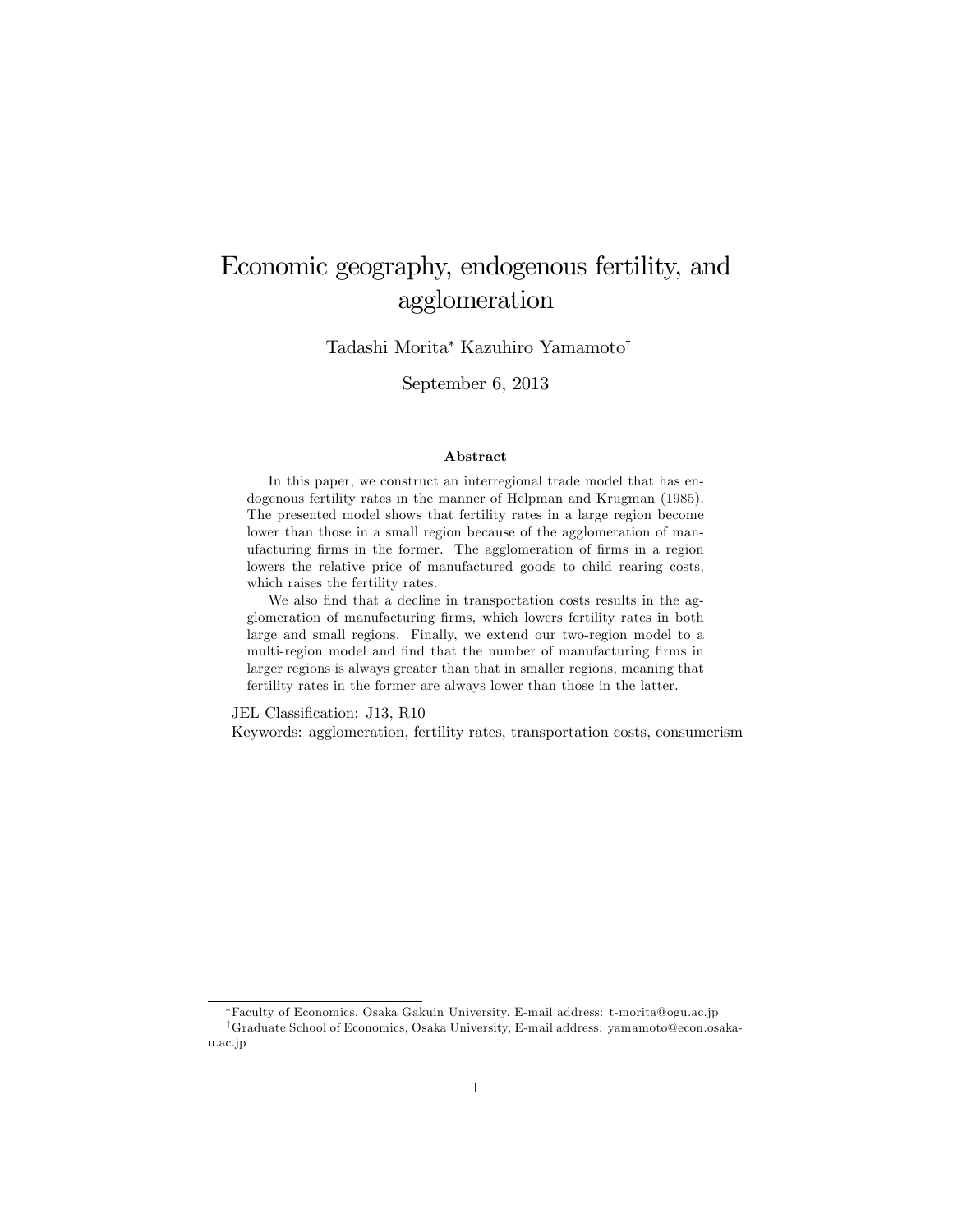# Economic geography, endogenous fertility, and agglomeration

Tadashi Morita[*] Kazuhiro Yamamoto[†]

September 6, 2013

### Abstract

In this paper, we construct an interregional trade model that has endogenous fertility rates in the manner of Helpman and Krugman (1985). The presented model shows that fertility rates in a large region become lower than those in a small region because of the agglomeration of manufacturing firms in the former. The agglomeration of firms in a region lowers the relative price of manufactured goods to child rearing costs, which raises the fertility rates.

We also find that a decline in transportation costs results in the agglomeration of manufacturing firms, which lowers fertility rates in both large and small regions. Finally, we extend our two-region model to a multi-region model and find that the number of manufacturing firms in larger regions is always greater than that in smaller regions, meaning that fertility rates in the former are always lower than those in the latter.

JEL Classification: J13, R10

Keywords: agglomeration, fertility rates, transportation costs, consumerism

---

[*] Faculty of Economics, Osaka Gakuin University, E-mail address: t-morita@ogu.ac.jp

[†] Graduate School of Economics, Osaka University, E-mail address: yamamoto@econ.osaka-u.ac.jp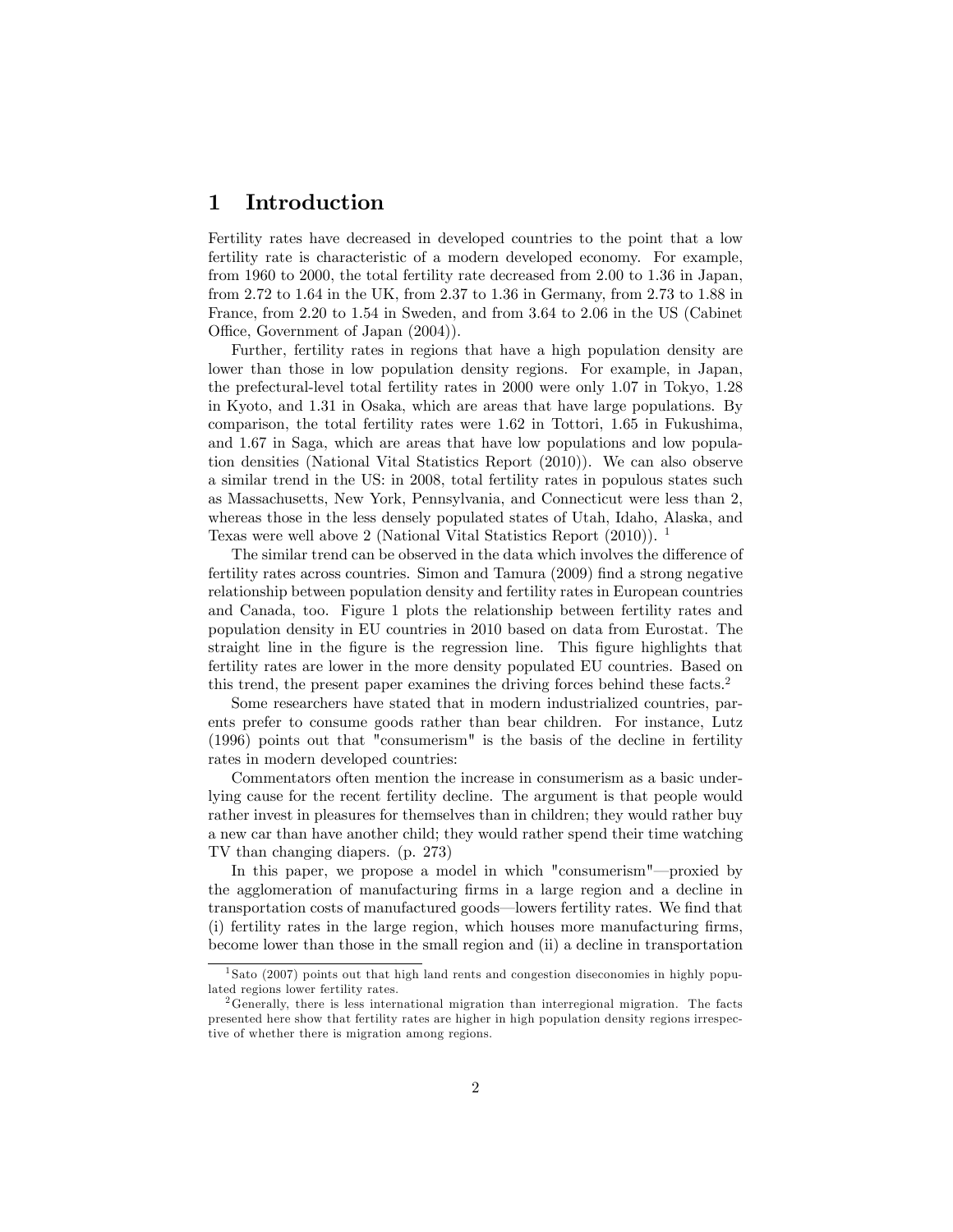# 1 Introduction

Fertility rates have decreased in developed countries to the point that a low fertility rate is characteristic of a modern developed economy. For example, from 1960 to 2000, the total fertility rate decreased from 2.00 to 1.36 in Japan, from 2.72 to 1.64 in the UK, from 2.37 to 1.36 in Germany, from 2.73 to 1.88 in France, from 2.20 to 1.54 in Sweden, and from 3.64 to 2.06 in the US (Cabinet Office, Government of Japan (2004)).

Further, fertility rates in regions that have a high population density are lower than those in low population density regions. For example, in Japan, the prefectural-level total fertility rates in 2000 were only 1.07 in Tokyo, 1.28 in Kyoto, and 1.31 in Osaka, which are areas that have large populations. By comparison, the total fertility rates were 1.62 in Tottori, 1.65 in Fukushima, and 1.67 in Saga, which are areas that have low populations and low population densities (National Vital Statistics Report (2010)). We can also observe a similar trend in the US: in 2008, total fertility rates in populous states such as Massachusetts, New York, Pennsylvania, and Connecticut were less than 2, whereas those in the less densely populated states of Utah, Idaho, Alaska, and Texas were well above 2 (National Vital Statistics Report (2010)). [1]

The similar trend can be observed in the data which involves the difference of fertility rates across countries. Simon and Tamura (2009) find a strong negative relationship between population density and fertility rates in European countries and Canada, too. Figure 1 plots the relationship between fertility rates and population density in EU countries in 2010 based on data from Eurostat. The straight line in the figure is the regression line. This figure highlights that fertility rates are lower in the more density populated EU countries. Based on this trend, the present paper examines the driving forces behind these facts.[2]

Some researchers have stated that in modern industrialized countries, parents prefer to consume goods rather than bear children. For instance, Lutz (1996) points out that "consumerism" is the basis of the decline in fertility rates in modern developed countries:

Commentators often mention the increase in consumerism as a basic underlying cause for the recent fertility decline. The argument is that people would rather invest in pleasures for themselves than in children; they would rather buy a new car than have another child; they would rather spend their time watching TV than changing diapers. (p. 273)

In this paper, we propose a model in which "consumerism"—proxied by the agglomeration of manufacturing firms in a large region and a decline in transportation costs of manufactured goods—lowers fertility rates. We find that (i) fertility rates in the large region, which houses more manufacturing firms, become lower than those in the small region and (ii) a decline in transportation

[1] Sato (2007) points out that high land rents and congestion diseconomies in highly populated regions lower fertility rates.

[2] Generally, there is less international migration than interregional migration. The facts presented here show that fertility rates are higher in high population density regions irrespective of whether there is migration among regions.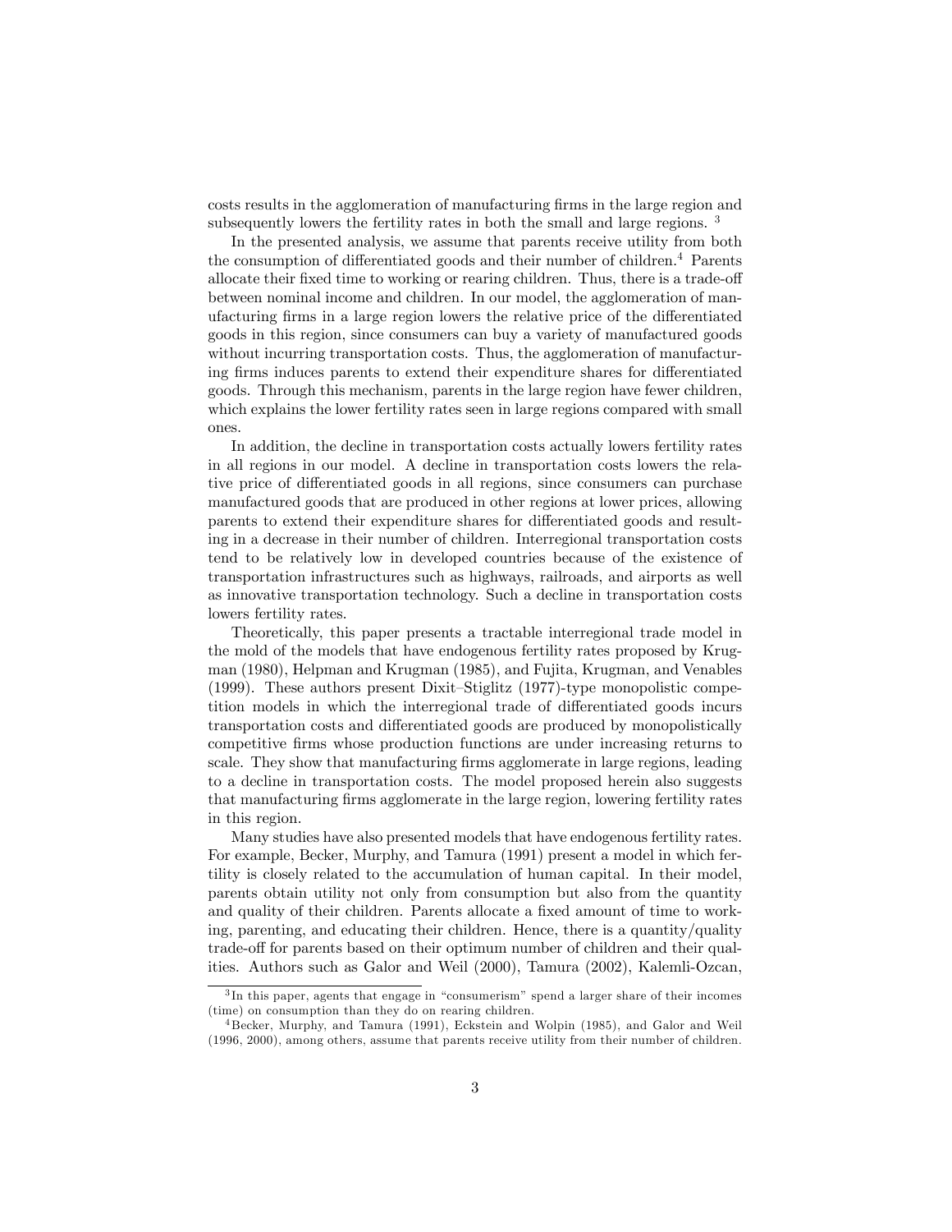costs results in the agglomeration of manufacturing firms in the large region and subsequently lowers the fertility rates in both the small and large regions. [3]

In the presented analysis, we assume that parents receive utility from both the consumption of differentiated goods and their number of children.[4] Parents allocate their fixed time to working or rearing children. Thus, there is a trade-off between nominal income and children. In our model, the agglomeration of manufacturing firms in a large region lowers the relative price of the differentiated goods in this region, since consumers can buy a variety of manufactured goods without incurring transportation costs. Thus, the agglomeration of manufacturing firms induces parents to extend their expenditure shares for differentiated goods. Through this mechanism, parents in the large region have fewer children, which explains the lower fertility rates seen in large regions compared with small ones.

In addition, the decline in transportation costs actually lowers fertility rates in all regions in our model. A decline in transportation costs lowers the relative price of differentiated goods in all regions, since consumers can purchase manufactured goods that are produced in other regions at lower prices, allowing parents to extend their expenditure shares for differentiated goods and resulting in a decrease in their number of children. Interregional transportation costs tend to be relatively low in developed countries because of the existence of transportation infrastructures such as highways, railroads, and airports as well as innovative transportation technology. Such a decline in transportation costs lowers fertility rates.

Theoretically, this paper presents a tractable interregional trade model in the mold of the models that have endogenous fertility rates proposed by Krugman (1980), Helpman and Krugman (1985), and Fujita, Krugman, and Venables (1999). These authors present Dixit–Stiglitz (1977)-type monopolistic competition models in which the interregional trade of differentiated goods incurs transportation costs and differentiated goods are produced by monopolistically competitive firms whose production functions are under increasing returns to scale. They show that manufacturing firms agglomerate in large regions, leading to a decline in transportation costs. The model proposed herein also suggests that manufacturing firms agglomerate in the large region, lowering fertility rates in this region.

Many studies have also presented models that have endogenous fertility rates. For example, Becker, Murphy, and Tamura (1991) present a model in which fertility is closely related to the accumulation of human capital. In their model, parents obtain utility not only from consumption but also from the quantity and quality of their children. Parents allocate a fixed amount of time to working, parenting, and educating their children. Hence, there is a quantity/quality trade-off for parents based on their optimum number of children and their qualities. Authors such as Galor and Weil (2000), Tamura (2002), Kalemli-Ozcan,

[3] In this paper, agents that engage in "consumerism" spend a larger share of their incomes (time) on consumption than they do on rearing children.

[4] Becker, Murphy, and Tamura (1991), Eckstein and Wolpin (1985), and Galor and Weil (1996, 2000), among others, assume that parents receive utility from their number of children.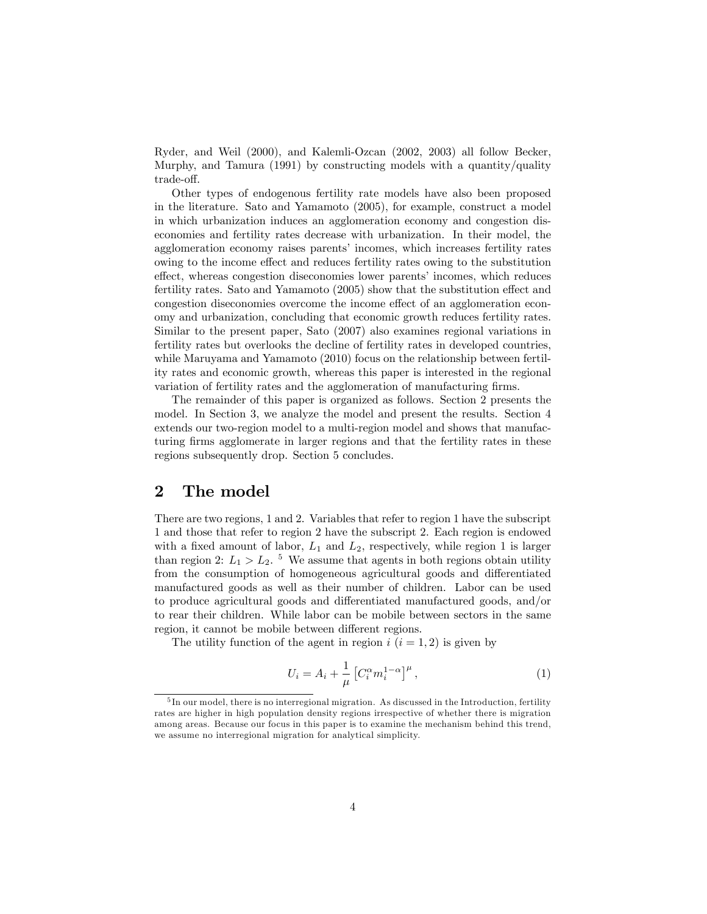Ryder, and Weil (2000), and Kalemli-Ozcan (2002, 2003) all follow Becker, Murphy, and Tamura (1991) by constructing models with a quantity/quality trade-off.

Other types of endogenous fertility rate models have also been proposed in the literature. Sato and Yamamoto (2005), for example, construct a model in which urbanization induces an agglomeration economy and congestion diseconomies and fertility rates decrease with urbanization. In their model, the agglomeration economy raises parents' incomes, which increases fertility rates owing to the income effect and reduces fertility rates owing to the substitution effect, whereas congestion diseconomies lower parents' incomes, which reduces fertility rates. Sato and Yamamoto (2005) show that the substitution effect and congestion diseconomies overcome the income effect of an agglomeration economy and urbanization, concluding that economic growth reduces fertility rates. Similar to the present paper, Sato (2007) also examines regional variations in fertility rates but overlooks the decline of fertility rates in developed countries, while Maruyama and Yamamoto (2010) focus on the relationship between fertility rates and economic growth, whereas this paper is interested in the regional variation of fertility rates and the agglomeration of manufacturing firms.

The remainder of this paper is organized as follows. Section 2 presents the model. In Section 3, we analyze the model and present the results. Section 4 extends our two-region model to a multi-region model and shows that manufacturing firms agglomerate in larger regions and that the fertility rates in these regions subsequently drop. Section 5 concludes.

## 2 The model

There are two regions, 1 and 2. Variables that refer to region 1 have the subscript 1 and those that refer to region 2 have the subscript 2. Each region is endowed with a fixed amount of labor, $L_1$ and $L_2$, respectively, while region 1 is larger than region 2: $L_1 > L_2$. [5] We assume that agents in both regions obtain utility from the consumption of homogeneous agricultural goods and differentiated manufactured goods as well as their number of children. Labor can be used to produce agricultural goods and differentiated manufactured goods, and/or to rear their children. While labor can be mobile between sectors in the same region, it cannot be mobile between different regions.

The utility function of the agent in region $i$ $(i = 1, 2)$ is given by

$$U_i = A_i + \frac{1}{\mu}\left[C_i^{\alpha} m_i^{1-\alpha}\right]^{\mu}, \tag{1}$$

[5] In our model, there is no interregional migration. As discussed in the Introduction, fertility rates are higher in high population density regions irrespective of whether there is migration among areas. Because our focus in this paper is to examine the mechanism behind this trend, we assume no interregional migration for analytical simplicity.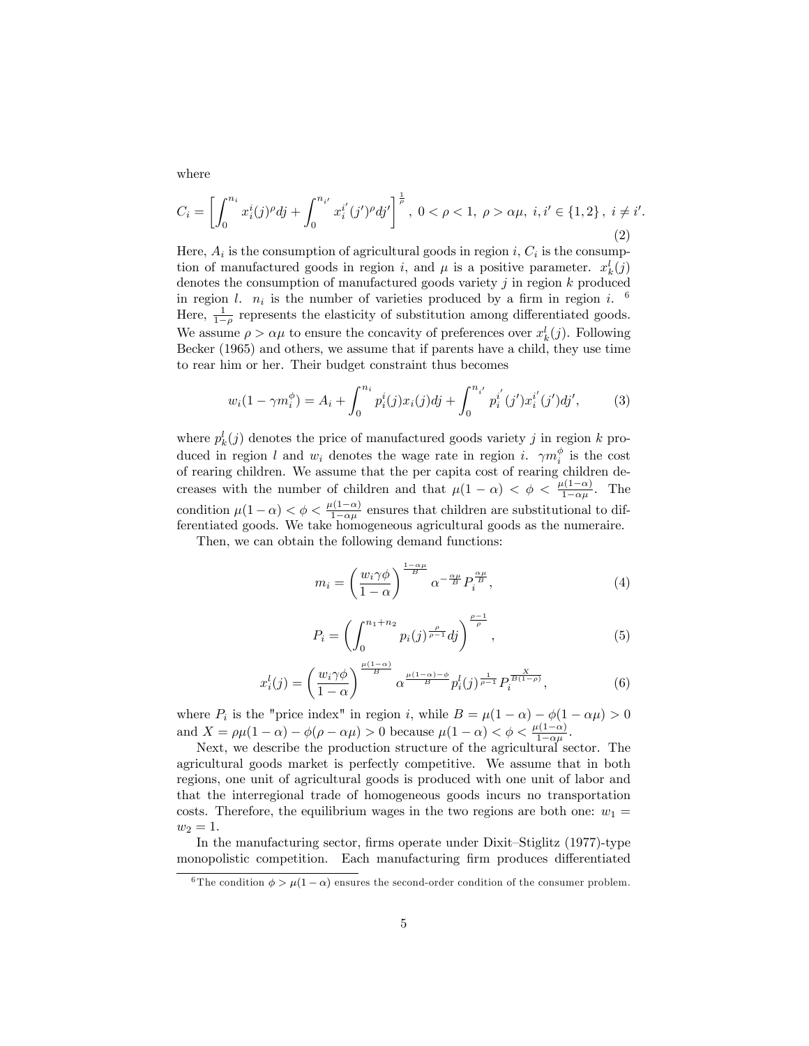where

$$
C_i = \left[ \int_0^{n_i} x_i^i(j)^\rho dj + \int_0^{n_{i'}} x_i^{i'}(j')^\rho dj' \right]^{\frac{1}{\rho}}, \; 0 < \rho < 1, \; \rho > \alpha\mu, \; i, i' \in \{1, 2\}, \; i \neq i'. \tag{2}
$$

Here, $A_i$ is the consumption of agricultural goods in region $i$, $C_i$ is the consumption of manufactured goods in region $i$, and $\mu$ is a positive parameter. $x_k^l(j)$ denotes the consumption of manufactured goods variety $j$ in region $k$ produced in region $l$. $n_i$ is the number of varieties produced by a firm in region $i$. [6] Here, $\frac{1}{1-\rho}$ represents the elasticity of substitution among differentiated goods. We assume $\rho > \alpha\mu$ to ensure the concavity of preferences over $x_k^l(j)$. Following Becker (1965) and others, we assume that if parents have a child, they use time to rear him or her. Their budget constraint thus becomes

$$
w_i(1 - \gamma m_i^\phi) = A_i + \int_0^{n_i} p_i^i(j) x_i(j) dj + \int_0^{n_{i'}} p_i^{i'}(j') x_i^{i'}(j') dj', \tag{3}
$$

where $p_k^l(j)$ denotes the price of manufactured goods variety $j$ in region $k$ produced in region $l$ and $w_i$ denotes the wage rate in region $i$. $\gamma m_i^\phi$ is the cost of rearing children. We assume that the per capita cost of rearing children decreases with the number of children and that $\mu(1-\alpha) < \phi < \frac{\mu(1-\alpha)}{1-\alpha\mu}$. The condition $\mu(1-\alpha) < \phi < \frac{\mu(1-\alpha)}{1-\alpha\mu}$ ensures that children are substitutional to differentiated goods. We take homogeneous agricultural goods as the numeraire.

Then, we can obtain the following demand functions:

$$
m_i = \left( \frac{w_i \gamma \phi}{1-\alpha} \right)^{\frac{1-\alpha\mu}{B}} \alpha^{-\frac{\alpha\mu}{B}} P_i^{\frac{\alpha\mu}{B}}, \tag{4}
$$

$$
P_i = \left( \int_0^{n_1+n_2} p_i(j)^{\frac{\rho}{\rho-1}} dj \right)^{\frac{\rho-1}{\rho}}, \tag{5}
$$

$$
x_i^l(j) = \left( \frac{w_i \gamma \phi}{1-\alpha} \right)^{\frac{\mu(1-\alpha)}{B}} \alpha^{\frac{\mu(1-\alpha)-\phi}{B}} p_i^l(j)^{\frac{1}{\rho-1}} P_i^{\frac{X}{B(1-\rho)}}, \tag{6}
$$

where $P_i$ is the "price index" in region $i$, while $B = \mu(1-\alpha) - \phi(1-\alpha\mu) > 0$ and $X = \rho\mu(1-\alpha) - \phi(\rho - \alpha\mu) > 0$ because $\mu(1-\alpha) < \phi < \frac{\mu(1-\alpha)}{1-\alpha\mu}$.

Next, we describe the production structure of the agricultural sector. The agricultural goods market is perfectly competitive. We assume that in both regions, one unit of agricultural goods is produced with one unit of labor and that the interregional trade of homogeneous goods incurs no transportation costs. Therefore, the equilibrium wages in the two regions are both one: $w_1 = w_2 = 1$.

In the manufacturing sector, firms operate under Dixit–Stiglitz (1977)-type monopolistic competition. Each manufacturing firm produces differentiated

[6] The condition $\phi > \mu(1-\alpha)$ ensures the second-order condition of the consumer problem.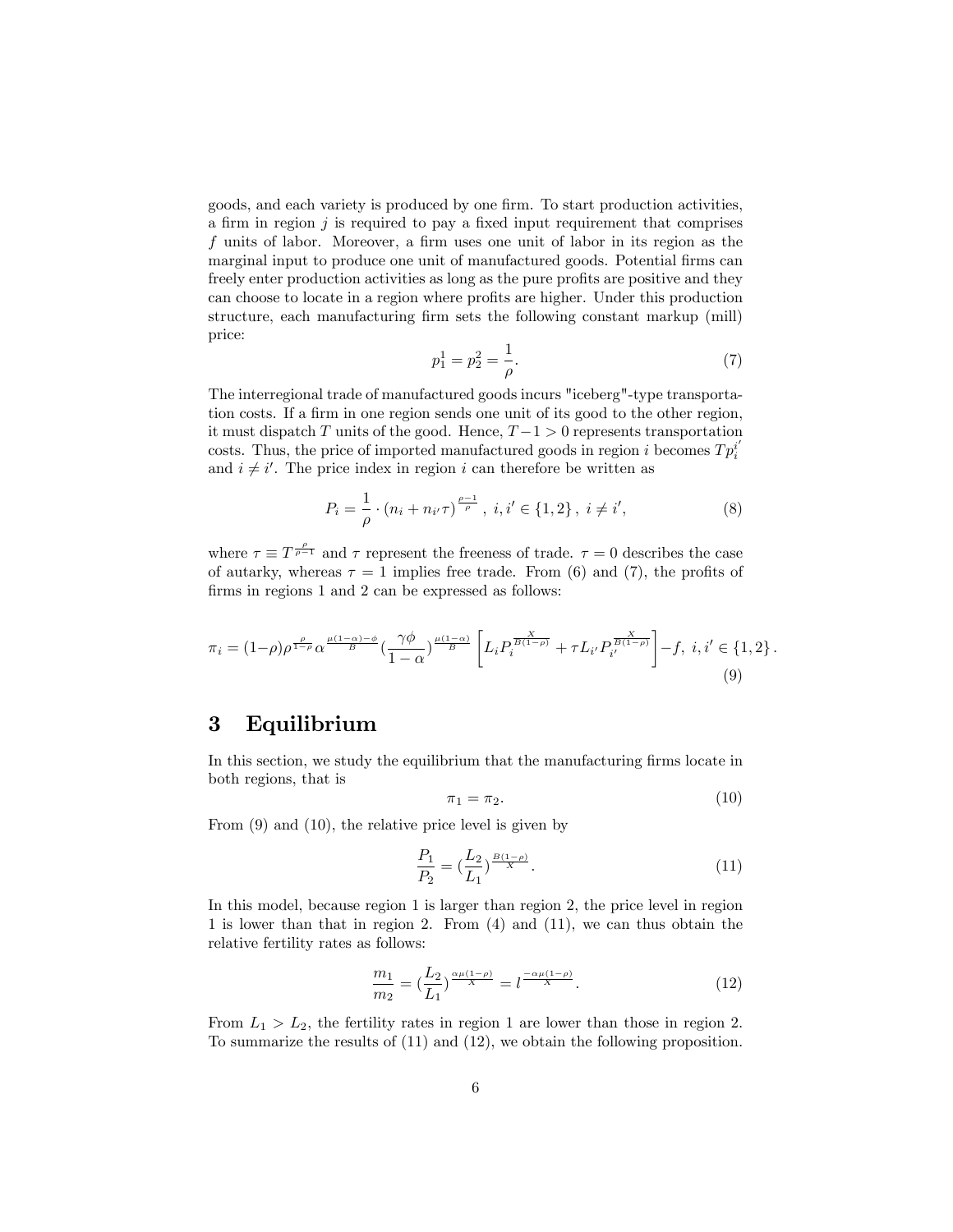goods, and each variety is produced by one firm. To start production activities, a firm in region $j$ is required to pay a fixed input requirement that comprises $f$ units of labor. Moreover, a firm uses one unit of labor in its region as the marginal input to produce one unit of manufactured goods. Potential firms can freely enter production activities as long as the pure profits are positive and they can choose to locate in a region where profits are higher. Under this production structure, each manufacturing firm sets the following constant markup (mill) price:

$$p_1^1 = p_2^2 = \frac{1}{\rho}. \tag{7}$$

The interregional trade of manufactured goods incurs "iceberg"-type transportation costs. If a firm in one region sends one unit of its good to the other region, it must dispatch $T$ units of the good. Hence, $T-1>0$ represents transportation costs. Thus, the price of imported manufactured goods in region $i$ becomes $Tp_i^{i'}$ and $i \neq i'$. The price index in region $i$ can therefore be written as

$$P_i = \frac{1}{\rho} \cdot (n_i + n_{i'}\tau)^{\frac{\rho-1}{\rho}}, \; i, i' \in \{1,2\}, \; i \neq i', \tag{8}$$

where $\tau \equiv T^{\frac{\rho}{\rho-1}}$ and $\tau$ represent the freeness of trade. $\tau = 0$ describes the case of autarky, whereas $\tau = 1$ implies free trade. From (6) and (7), the profits of firms in regions 1 and 2 can be expressed as follows:

$$\pi_i = (1-\rho)\rho^{\frac{\rho}{1-\rho}}\alpha^{\frac{\mu(1-\alpha)-\phi}{B}}\left(\frac{\gamma\phi}{1-\alpha}\right)^{\frac{\mu(1-\alpha)}{B}}\left[L_i P_i^{\frac{X}{B(1-\rho)}} + \tau L_{i'} P_{i'}^{\frac{X}{B(1-\rho)}}\right] - f, \; i, i' \in \{1,2\}. \tag{9}$$

# 3 Equilibrium

In this section, we study the equilibrium that the manufacturing firms locate in both regions, that is

$$\pi_1 = \pi_2. \tag{10}$$

From (9) and (10), the relative price level is given by

$$\frac{P_1}{P_2} = \left(\frac{L_2}{L_1}\right)^{\frac{B(1-\rho)}{X}}. \tag{11}$$

In this model, because region 1 is larger than region 2, the price level in region 1 is lower than that in region 2. From (4) and (11), we can thus obtain the relative fertility rates as follows:

$$\frac{m_1}{m_2} = \left(\frac{L_2}{L_1}\right)^{\frac{\alpha\mu(1-\rho)}{X}} = l^{\frac{-\alpha\mu(1-\rho)}{X}}. \tag{12}$$

From $L_1 > L_2$, the fertility rates in region 1 are lower than those in region 2. To summarize the results of (11) and (12), we obtain the following proposition.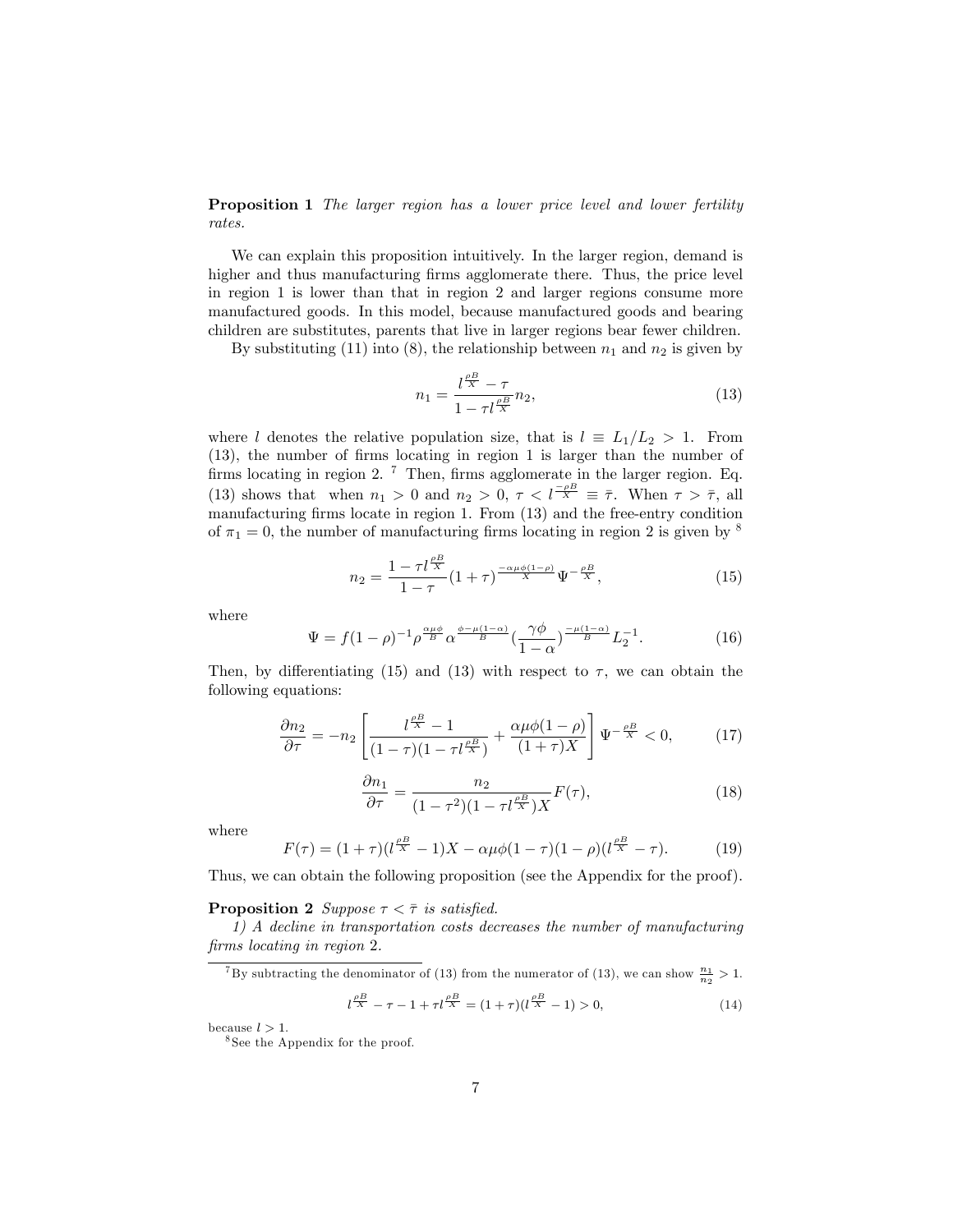**Proposition 1** *The larger region has a lower price level and lower fertility rates.*

We can explain this proposition intuitively. In the larger region, demand is higher and thus manufacturing firms agglomerate there. Thus, the price level in region 1 is lower than that in region 2 and larger regions consume more manufactured goods. In this model, because manufactured goods and bearing children are substitutes, parents that live in larger regions bear fewer children.

By substituting (11) into (8), the relationship between $n_1$ and $n_2$ is given by

$$n_1 = \frac{l^{\frac{\rho B}{X}} - \tau}{1 - \tau l^{\frac{\rho B}{X}}} n_2, \tag{13}$$

where $l$ denotes the relative population size, that is $l \equiv L_1/L_2 > 1$. From (13), the number of firms locating in region 1 is larger than the number of firms locating in region 2. [7] Then, firms agglomerate in the larger region. Eq. (13) shows that when $n_1 > 0$ and $n_2 > 0$, $\tau < l^{\frac{-\rho B}{X}} \equiv \bar{\tau}$. When $\tau > \bar{\tau}$, all manufacturing firms locate in region 1. From (13) and the free-entry condition of $\pi_1 = 0$, the number of manufacturing firms locating in region 2 is given by [8]

$$n_2 = \frac{1 - \tau l^{\frac{\rho B}{X}}}{1 - \tau} (1 + \tau)^{\frac{-\alpha \mu \phi (1-\rho)}{X}} \Psi^{-\frac{\rho B}{X}}, \tag{15}$$

where

$$\Psi = f(1-\rho)^{-1} \rho^{\frac{\alpha \mu \phi}{B}} \alpha^{\frac{\phi - \mu(1-\alpha)}{B}} \left(\frac{\gamma \phi}{1-\alpha}\right)^{\frac{-\mu(1-\alpha)}{B}} L_2^{-1}. \tag{16}$$

Then, by differentiating (15) and (13) with respect to $\tau$, we can obtain the following equations:

$$\frac{\partial n_2}{\partial \tau} = -n_2 \left[ \frac{l^{\frac{\rho B}{X}} - 1}{(1-\tau)(1 - \tau l^{\frac{\rho B}{X}})} + \frac{\alpha \mu \phi (1-\rho)}{(1+\tau) X} \right] \Psi^{-\frac{\rho B}{X}} < 0, \tag{17}$$

$$\frac{\partial n_1}{\partial \tau} = \frac{n_2}{(1-\tau^2)(1 - \tau l^{\frac{\rho B}{X}}) X} F(\tau), \tag{18}$$

where

$$F(\tau) = (1+\tau)(l^{\frac{\rho B}{X}} - 1) X - \alpha \mu \phi (1-\tau)(1-\rho)(l^{\frac{\rho B}{X}} - \tau). \tag{19}$$

Thus, we can obtain the following proposition (see the Appendix for the proof).

**Proposition 2** *Suppose $\tau < \bar{\tau}$ is satisfied.*

*1) A decline in transportation costs decreases the number of manufacturing firms locating in region 2.*

---

[7] By subtracting the denominator of (13) from the numerator of (13), we can show $\frac{n_1}{n_2} > 1$.

$$l^{\frac{\rho B}{X}} - \tau - 1 + \tau l^{\frac{\rho B}{X}} = (1+\tau)(l^{\frac{\rho B}{X}} - 1) > 0, \tag{14}$$

because $l > 1$.

[8] See the Appendix for the proof.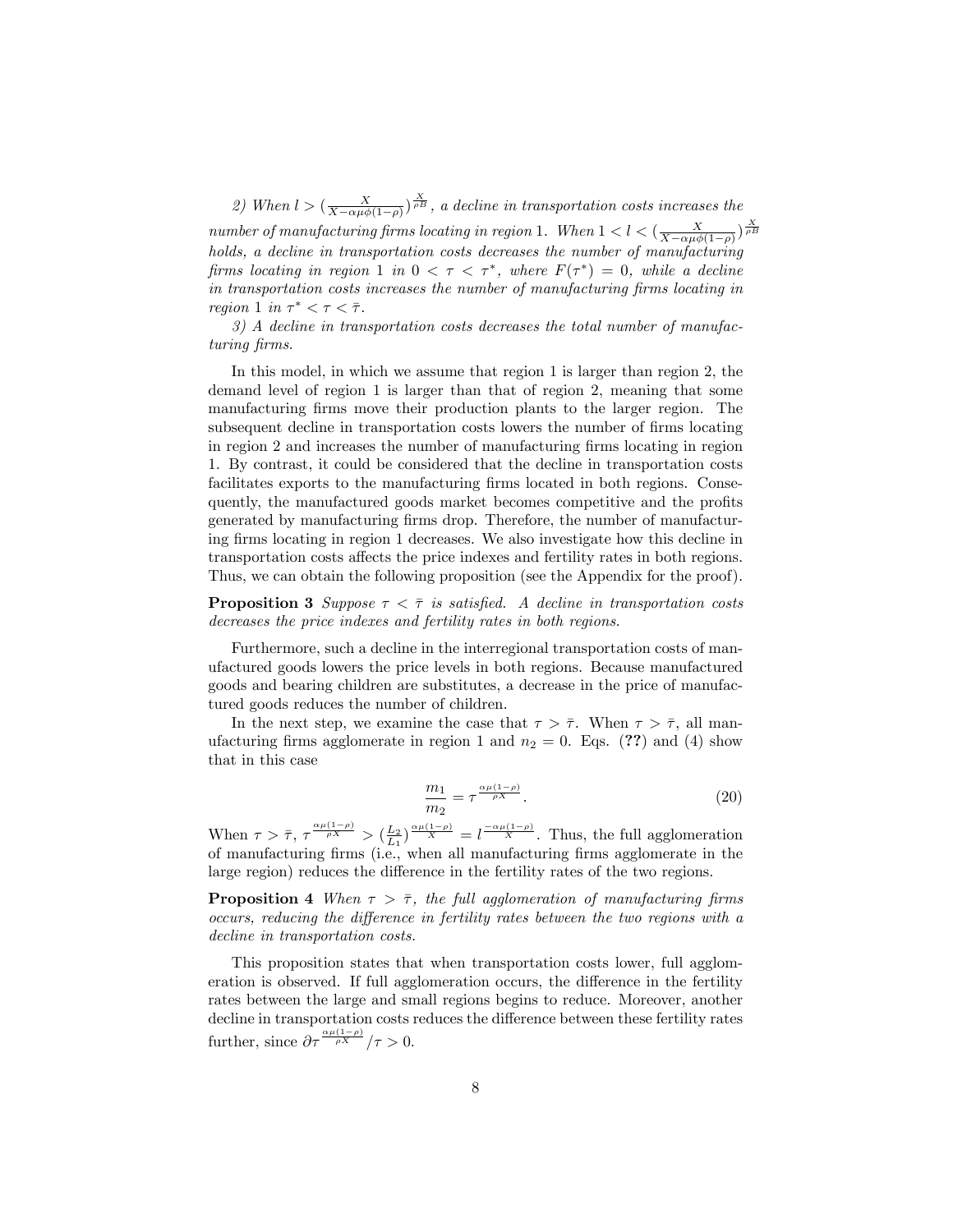*2) When $l > (\frac{X}{X-\alpha\mu\phi(1-\rho)})^{\frac{X}{\rho B}}$, a decline in transportation costs increases the number of manufacturing firms locating in region 1. When $1 < l < (\frac{X}{X-\alpha\mu\phi(1-\rho)})^{\frac{X}{\rho B}}$ holds, a decline in transportation costs decreases the number of manufacturing firms locating in region 1 in $0 < \tau < \tau^*$, where $F(\tau^*) = 0$, while a decline in transportation costs increases the number of manufacturing firms locating in region 1 in $\tau^* < \tau < \bar{\tau}$.*

*3) A decline in transportation costs decreases the total number of manufacturing firms.*

In this model, in which we assume that region 1 is larger than region 2, the demand level of region 1 is larger than that of region 2, meaning that some manufacturing firms move their production plants to the larger region. The subsequent decline in transportation costs lowers the number of firms locating in region 2 and increases the number of manufacturing firms locating in region 1. By contrast, it could be considered that the decline in transportation costs facilitates exports to the manufacturing firms located in both regions. Consequently, the manufactured goods market becomes competitive and the profits generated by manufacturing firms drop. Therefore, the number of manufacturing firms locating in region 1 decreases. We also investigate how this decline in transportation costs affects the price indexes and fertility rates in both regions. Thus, we can obtain the following proposition (see the Appendix for the proof).

**Proposition 3** *Suppose $\tau < \bar{\tau}$ is satisfied. A decline in transportation costs decreases the price indexes and fertility rates in both regions.*

Furthermore, such a decline in the interregional transportation costs of manufactured goods lowers the price levels in both regions. Because manufactured goods and bearing children are substitutes, a decrease in the price of manufactured goods reduces the number of children.

In the next step, we examine the case that $\tau > \bar{\tau}$. When $\tau > \bar{\tau}$, all manufacturing firms agglomerate in region 1 and $n_2 = 0$. Eqs. (**??**) and (4) show that in this case

$$\frac{m_1}{m_2} = \tau^{\frac{\alpha\mu(1-\rho)}{\rho X}}. \tag{20}$$

When $\tau > \bar{\tau}$, $\tau^{\frac{\alpha\mu(1-\rho)}{\rho X}} > (\frac{L_2}{L_1})^{\frac{\alpha\mu(1-\rho)}{X}} = l^{\frac{-\alpha\mu(1-\rho)}{X}}$. Thus, the full agglomeration of manufacturing firms (i.e., when all manufacturing firms agglomerate in the large region) reduces the difference in the fertility rates of the two regions.

**Proposition 4** *When $\tau > \bar{\tau}$, the full agglomeration of manufacturing firms occurs, reducing the difference in fertility rates between the two regions with a decline in transportation costs.*

This proposition states that when transportation costs lower, full agglomeration is observed. If full agglomeration occurs, the difference in the fertility rates between the large and small regions begins to reduce. Moreover, another decline in transportation costs reduces the difference between these fertility rates further, since $\partial\tau^{\frac{\alpha\mu(1-\rho)}{\rho X}}/\tau > 0$.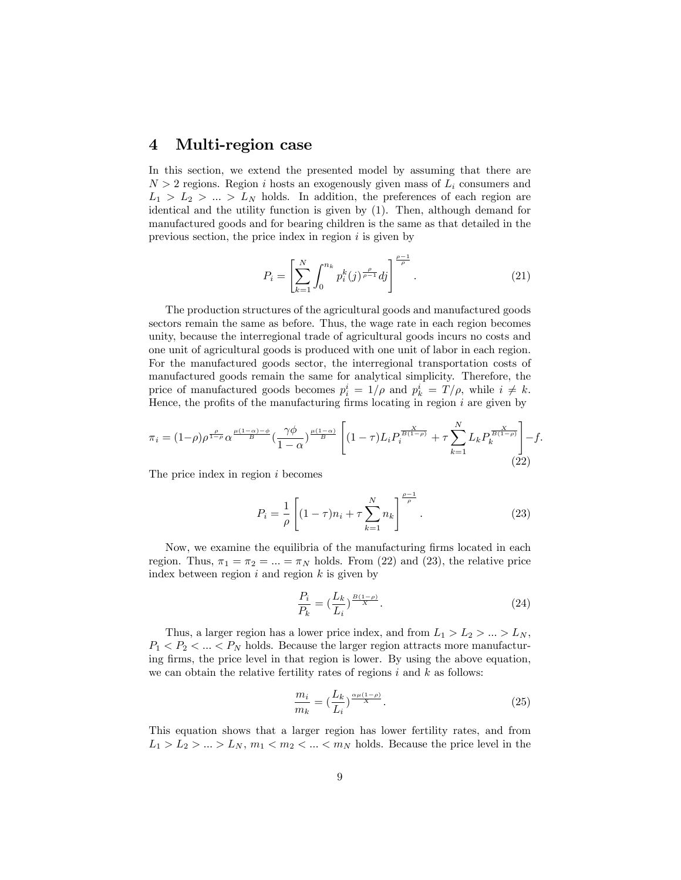## 4 Multi-region case

In this section, we extend the presented model by assuming that there are $N > 2$ regions. Region $i$ hosts an exogenously given mass of $L_i$ consumers and $L_1 > L_2 > ... > L_N$ holds. In addition, the preferences of each region are identical and the utility function is given by (1). Then, although demand for manufactured goods and for bearing children is the same as that detailed in the previous section, the price index in region $i$ is given by

$$P_i = \left[ \sum_{k=1}^{N} \int_0^{n_k} p_i^k(j)^{\frac{\rho}{\rho-1}} dj \right]^{\frac{\rho-1}{\rho}}. \tag{21}$$

The production structures of the agricultural goods and manufactured goods sectors remain the same as before. Thus, the wage rate in each region becomes unity, because the interregional trade of agricultural goods incurs no costs and one unit of agricultural goods is produced with one unit of labor in each region. For the manufactured goods sector, the interregional transportation costs of manufactured goods remain the same for analytical simplicity. Therefore, the price of manufactured goods becomes $p_i^i = 1/\rho$ and $p_k^i = T/\rho$, while $i \neq k$. Hence, the profits of the manufacturing firms locating in region $i$ are given by

$$\pi_i = (1-\rho)\rho^{\frac{\rho}{1-\rho}} \alpha^{\frac{\mu(1-\alpha)-\phi}{B}} (\frac{\gamma\phi}{1-\alpha})^{\frac{\mu(1-\alpha)}{B}} \left[ (1-\tau)L_i P_i^{\frac{X}{B(1-\rho)}} + \tau \sum_{k=1}^{N} L_k P_k^{\frac{X}{B(1-\rho)}} \right] - f. \tag{22}$$

The price index in region $i$ becomes

$$P_i = \frac{1}{\rho} \left[ (1-\tau)n_i + \tau \sum_{k=1}^{N} n_k \right]^{\frac{\rho-1}{\rho}}. \tag{23}$$

Now, we examine the equilibria of the manufacturing firms located in each region. Thus, $\pi_1 = \pi_2 = ... = \pi_N$ holds. From (22) and (23), the relative price index between region $i$ and region $k$ is given by

$$\frac{P_i}{P_k} = (\frac{L_k}{L_i})^{\frac{B(1-\rho)}{X}}. \tag{24}$$

Thus, a larger region has a lower price index, and from $L_1 > L_2 > ... > L_N$, $P_1 < P_2 < ... < P_N$ holds. Because the larger region attracts more manufacturing firms, the price level in that region is lower. By using the above equation, we can obtain the relative fertility rates of regions $i$ and $k$ as follows:

$$\frac{m_i}{m_k} = (\frac{L_k}{L_i})^{\frac{\alpha\mu(1-\rho)}{X}}. \tag{25}$$

This equation shows that a larger region has lower fertility rates, and from $L_1 > L_2 > ... > L_N$, $m_1 < m_2 < ... < m_N$ holds. Because the price level in the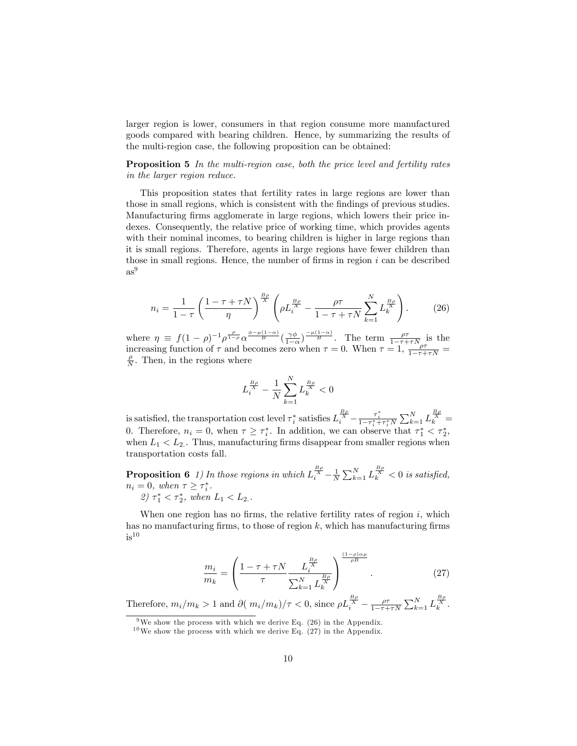larger region is lower, consumers in that region consume more manufactured goods compared with bearing children. Hence, by summarizing the results of the multi-region case, the following proposition can be obtained:

**Proposition 5** *In the multi-region case, both the price level and fertility rates in the larger region reduce.*

This proposition states that fertility rates in large regions are lower than those in small regions, which is consistent with the findings of previous studies. Manufacturing firms agglomerate in large regions, which lowers their price indexes. Consequently, the relative price of working time, which provides agents with their nominal incomes, to bearing children is higher in large regions than it is small regions. Therefore, agents in large regions have fewer children than those in small regions. Hence, the number of firms in region $i$ can be described as[9]

$$n_i = \frac{1}{1-\tau}\left(\frac{1-\tau+\tau N}{\eta}\right)^{\frac{B\rho}{X}}\left(\rho L_i^{\frac{B\rho}{X}} - \frac{\rho\tau}{1-\tau+\tau N}\sum_{k=1}^{N} L_k^{\frac{B\rho}{X}}\right). \tag{26}$$

where $\eta \equiv f(1-\rho)^{-1}\rho^{\frac{\rho}{1-\rho}}\alpha^{\frac{\phi-\mu(1-\alpha)}{B}}(\frac{\gamma\phi}{1-\alpha})^{\frac{-\mu(1-\alpha)}{B}}$. The term $\frac{\rho\tau}{1-\tau+\tau N}$ is the increasing function of $\tau$ and becomes zero when $\tau = 0$. When $\tau = 1$, $\frac{\rho\tau}{1-\tau+\tau N} = \frac{\rho}{N}$. Then, in the regions where

$$L_i^{\frac{B\rho}{X}} - \frac{1}{N}\sum_{k=1}^{N} L_k^{\frac{B\rho}{X}} < 0$$

is satisfied, the transportation cost level $\tau_i^*$ satisfies $L_i^{\frac{B\rho}{X}} - \frac{\tau_i^*}{1-\tau_i^*+\tau_i^* N}\sum_{k=1}^{N} L_k^{\frac{B\rho}{X}} = 0$. Therefore, $n_i = 0$, when $\tau \geq \tau_i^*$. In addition, we can observe that $\tau_1^* < \tau_2^*$, when $L_1 < L_{2.}$. Thus, manufacturing firms disappear from smaller regions when transportation costs fall.

**Proposition 6** *1) In those regions in which $L_i^{\frac{B\rho}{X}} - \frac{1}{N}\sum_{k=1}^{N} L_k^{\frac{B\rho}{X}} < 0$ is satisfied, $n_i = 0$, when $\tau \geq \tau_i^*$.*
*2) $\tau_1^* < \tau_2^*$, when $L_1 < L_{2.}$.*

When one region has no firms, the relative fertility rates of region $i$, which has no manufacturing firms, to those of region $k$, which has manufacturing firms is[10]

$$\frac{m_i}{m_k} = \left(\frac{1-\tau+\tau N}{\tau}\frac{L_i^{\frac{B\rho}{X}}}{\sum_{k=1}^{N} L_k^{\frac{B\rho}{X}}}\right)^{\frac{(1-\rho)\alpha\mu}{\rho B}}. \tag{27}$$

Therefore, $m_i/m_k > 1$ and $\partial(\, m_i/m_k)/\tau < 0$, since $\rho L_i^{\frac{B\rho}{X}} - \frac{\rho\tau}{1-\tau+\tau N}\sum_{k=1}^{N} L_k^{\frac{B\rho}{X}}$.

[9] We show the process with which we derive Eq. (26) in the Appendix.

[10] We show the process with which we derive Eq. (27) in the Appendix.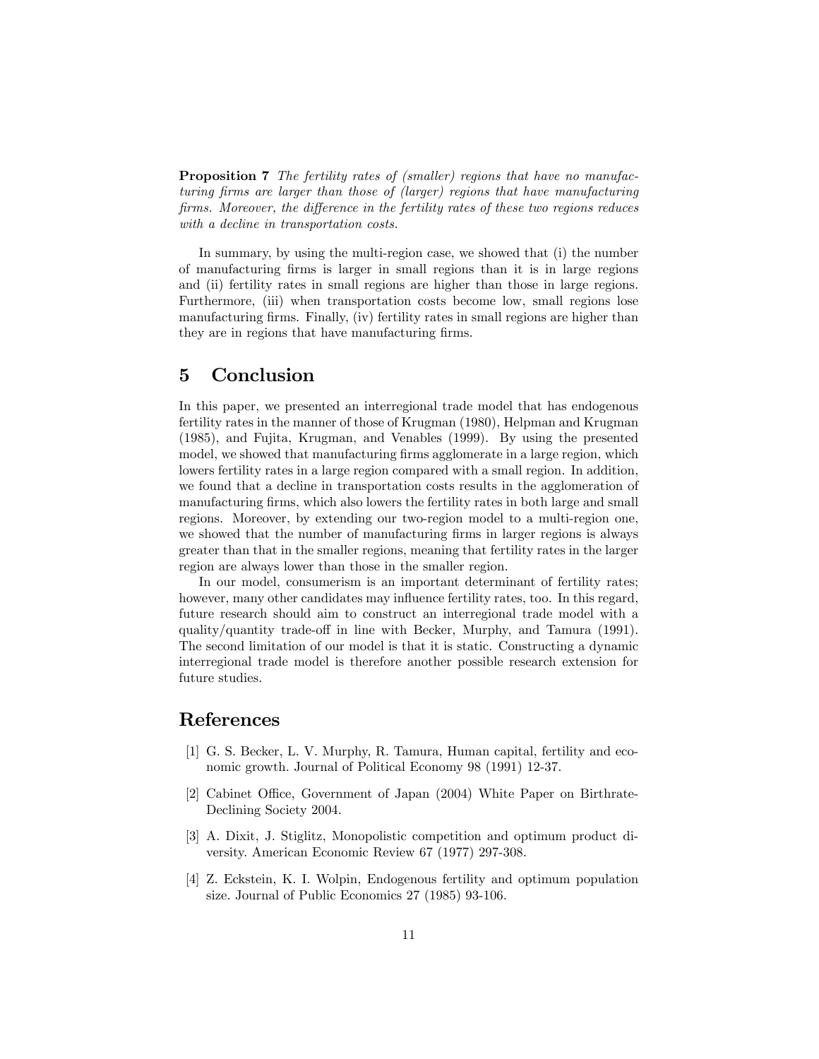**Proposition 7** *The fertility rates of (smaller) regions that have no manufacturing firms are larger than those of (larger) regions that have manufacturing firms. Moreover, the difference in the fertility rates of these two regions reduces with a decline in transportation costs.*

In summary, by using the multi-region case, we showed that (i) the number of manufacturing firms is larger in small regions than it is in large regions and (ii) fertility rates in small regions are higher than those in large regions. Furthermore, (iii) when transportation costs become low, small regions lose manufacturing firms. Finally, (iv) fertility rates in small regions are higher than they are in regions that have manufacturing firms.

# 5 Conclusion

In this paper, we presented an interregional trade model that has endogenous fertility rates in the manner of those of Krugman (1980), Helpman and Krugman (1985), and Fujita, Krugman, and Venables (1999). By using the presented model, we showed that manufacturing firms agglomerate in a large region, which lowers fertility rates in a large region compared with a small region. In addition, we found that a decline in transportation costs results in the agglomeration of manufacturing firms, which also lowers the fertility rates in both large and small regions. Moreover, by extending our two-region model to a multi-region one, we showed that the number of manufacturing firms in larger regions is always greater than that in the smaller regions, meaning that fertility rates in the larger region are always lower than those in the smaller region.

In our model, consumerism is an important determinant of fertility rates; however, many other candidates may influence fertility rates, too. In this regard, future research should aim to construct an interregional trade model with a quality/quantity trade-off in line with Becker, Murphy, and Tamura (1991). The second limitation of our model is that it is static. Constructing a dynamic interregional trade model is therefore another possible research extension for future studies.

# References

[1] G. S. Becker, L. V. Murphy, R. Tamura, Human capital, fertility and economic growth. Journal of Political Economy 98 (1991) 12-37.

[2] Cabinet Office, Government of Japan (2004) White Paper on Birthrate-Declining Society 2004.

[3] A. Dixit, J. Stiglitz, Monopolistic competition and optimum product diversity. American Economic Review 67 (1977) 297-308.

[4] Z. Eckstein, K. I. Wolpin, Endogenous fertility and optimum population size. Journal of Public Economics 27 (1985) 93-106.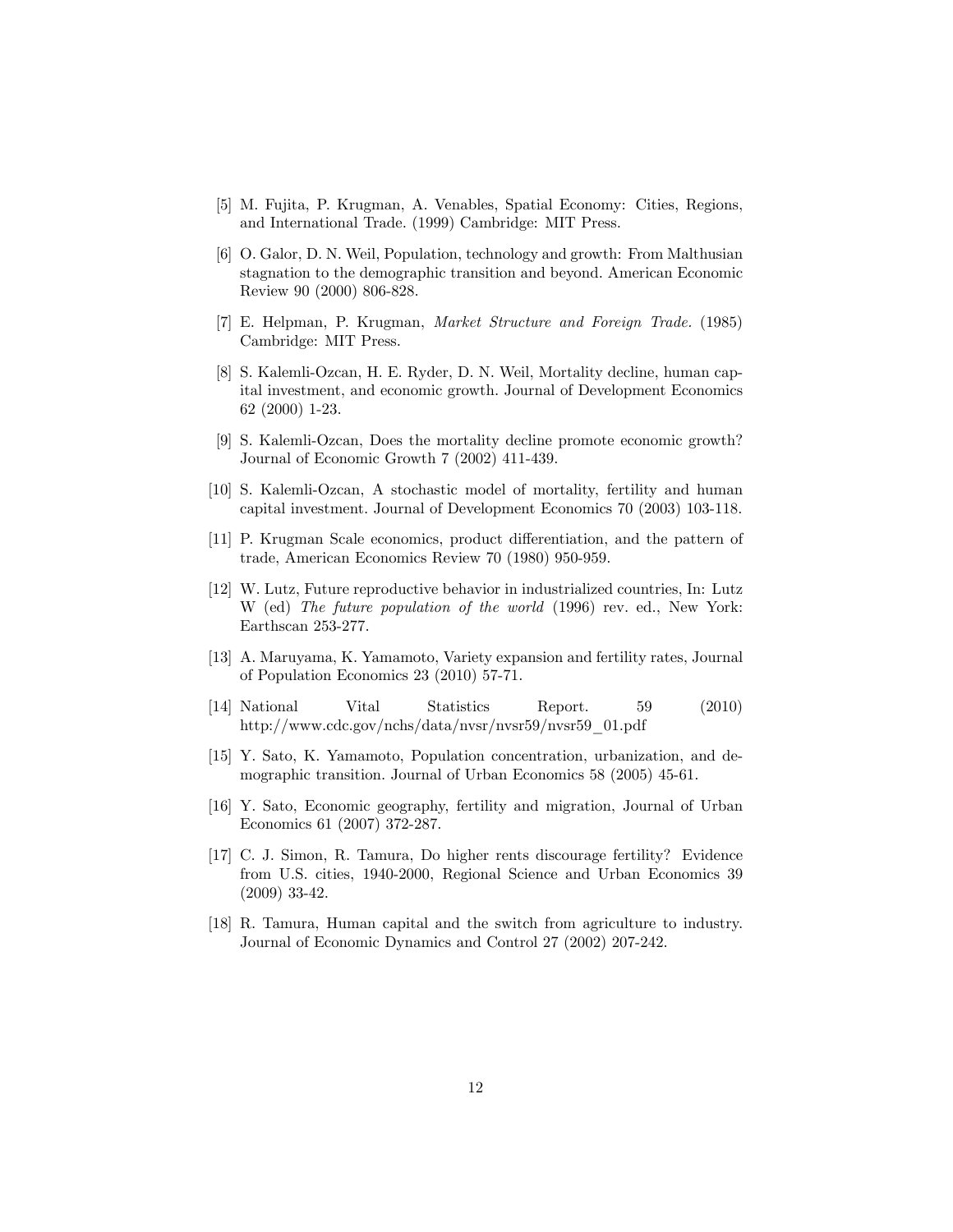[5] M. Fujita, P. Krugman, A. Venables, Spatial Economy: Cities, Regions, and International Trade. (1999) Cambridge: MIT Press.

[6] O. Galor, D. N. Weil, Population, technology and growth: From Malthusian stagnation to the demographic transition and beyond. American Economic Review 90 (2000) 806-828.

[7] E. Helpman, P. Krugman, *Market Structure and Foreign Trade*. (1985) Cambridge: MIT Press.

[8] S. Kalemli-Ozcan, H. E. Ryder, D. N. Weil, Mortality decline, human capital investment, and economic growth. Journal of Development Economics 62 (2000) 1-23.

[9] S. Kalemli-Ozcan, Does the mortality decline promote economic growth? Journal of Economic Growth 7 (2002) 411-439.

[10] S. Kalemli-Ozcan, A stochastic model of mortality, fertility and human capital investment. Journal of Development Economics 70 (2003) 103-118.

[11] P. Krugman Scale economics, product differentiation, and the pattern of trade, American Economics Review 70 (1980) 950-959.

[12] W. Lutz, Future reproductive behavior in industrialized countries, In: Lutz W (ed) *The future population of the world* (1996) rev. ed., New York: Earthscan 253-277.

[13] A. Maruyama, K. Yamamoto, Variety expansion and fertility rates, Journal of Population Economics 23 (2010) 57-71.

[14] National Vital Statistics Report. 59 (2010) http://www.cdc.gov/nchs/data/nvsr/nvsr59/nvsr59_01.pdf

[15] Y. Sato, K. Yamamoto, Population concentration, urbanization, and demographic transition. Journal of Urban Economics 58 (2005) 45-61.

[16] Y. Sato, Economic geography, fertility and migration, Journal of Urban Economics 61 (2007) 372-287.

[17] C. J. Simon, R. Tamura, Do higher rents discourage fertility? Evidence from U.S. cities, 1940-2000, Regional Science and Urban Economics 39 (2009) 33-42.

[18] R. Tamura, Human capital and the switch from agriculture to industry. Journal of Economic Dynamics and Control 27 (2002) 207-242.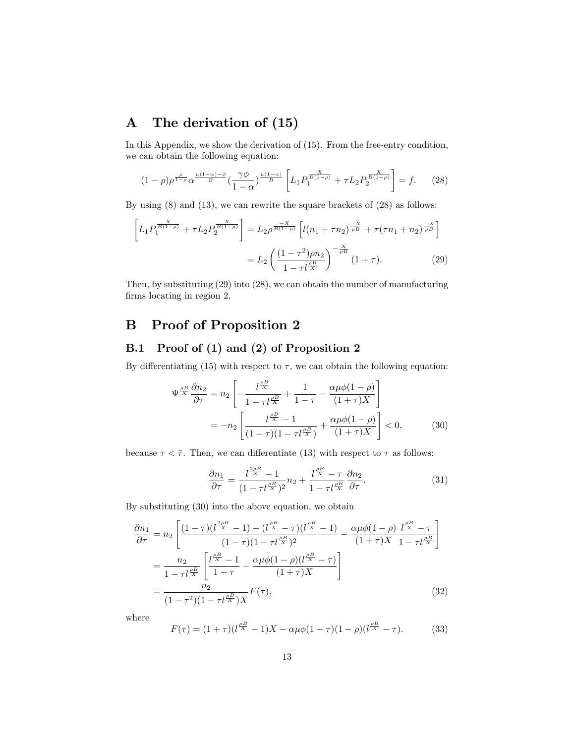# A The derivation of (15)

In this Appendix, we show the derivation of (15). From the free-entry condition, we can obtain the following equation:

$$(1-\rho)\rho^{\frac{\rho}{1-\rho}}\alpha^{\frac{\mu(1-\alpha)-\phi}{B}}(\frac{\gamma\phi}{1-\alpha})^{\frac{\mu(1-\alpha)}{B}}\left[L_1 P_1^{\frac{X}{B(1-\rho)}}+\tau L_2 P_2^{\frac{X}{B(1-\rho)}}\right]=f. \qquad (28)$$

By using (8) and (13), we can rewrite the square brackets of (28) as follows:

$$\begin{aligned}\left[L_1 P_1^{\frac{X}{B(1-\rho)}}+\tau L_2 P_2^{\frac{X}{B(1-\rho)}}\right] &= L_2\rho^{\frac{-X}{B(1-\rho)}}\left[l(n_1+\tau n_2)^{\frac{-X}{\rho B}}+\tau(\tau n_1+n_2)^{\frac{-X}{\rho B}}\right] \\ &= L_2\left(\frac{(1-\tau^2)\rho n_2}{1-\tau l^{\frac{\rho B}{X}}}\right)^{-\frac{X}{\rho B}}(1+\tau). \qquad (29)\end{aligned}$$

Then, by substituting (29) into (28), we can obtain the number of manufacturing firms locating in region 2.

# B Proof of Proposition 2

## B.1 Proof of (1) and (2) of Proposition 2

By differentiating (15) with respect to $\tau$, we can obtain the following equation:

$$\begin{aligned}\Psi^{\frac{\rho B}{X}}\frac{\partial n_2}{\partial \tau} &= n_2\left[-\frac{l^{\frac{\rho B}{X}}}{1-\tau l^{\frac{\rho B}{X}}}+\frac{1}{1-\tau}-\frac{\alpha\mu\phi(1-\rho)}{(1+\tau)X}\right] \\ &= -n_2\left[\frac{l^{\frac{\rho B}{X}}-1}{(1-\tau)(1-\tau l^{\frac{\rho B}{X}})}+\frac{\alpha\mu\phi(1-\rho)}{(1+\tau)X}\right]<0, \qquad (30)\end{aligned}$$

because $\tau<\bar{\tau}$. Then, we can differentiate (13) with respect to $\tau$ as follows:

$$\frac{\partial n_1}{\partial \tau}=\frac{l^{\frac{2\rho B}{X}}-1}{(1-\tau l^{\frac{\rho B}{X}})^2}n_2+\frac{l^{\frac{\rho B}{X}}-\tau}{1-\tau l^{\frac{\rho B}{X}}}\frac{\partial n_2}{\partial \tau}. \qquad (31)$$

By substituting (30) into the above equation, we obtain

$$\begin{aligned}\frac{\partial n_1}{\partial \tau} &= n_2\left[\frac{(1-\tau)(l^{\frac{2\rho B}{X}}-1)-(l^{\frac{\rho B}{X}}-\tau)(l^{\frac{\rho B}{X}}-1)}{(1-\tau)(1-\tau l^{\frac{\rho B}{X}})^2}-\frac{\alpha\mu\phi(1-\rho)}{(1+\tau)X}\frac{l^{\frac{\rho B}{X}}-\tau}{1-\tau l^{\frac{\rho B}{X}}}\right] \\ &= \frac{n_2}{1-\tau l^{\frac{\rho B}{X}}}\left[\frac{l^{\frac{\rho B}{X}}-1}{1-\tau}-\frac{\alpha\mu\phi(1-\rho)(l^{\frac{\rho B}{X}}-\tau)}{(1+\tau)X}\right] \\ &= \frac{n_2}{(1-\tau^2)(1-\tau l^{\frac{\rho B}{X}})X}F(\tau), \qquad (32)\end{aligned}$$

where

$$F(\tau)=(1+\tau)(l^{\frac{\rho B}{X}}-1)X-\alpha\mu\phi(1-\tau)(1-\rho)(l^{\frac{\rho B}{X}}-\tau). \qquad (33)$$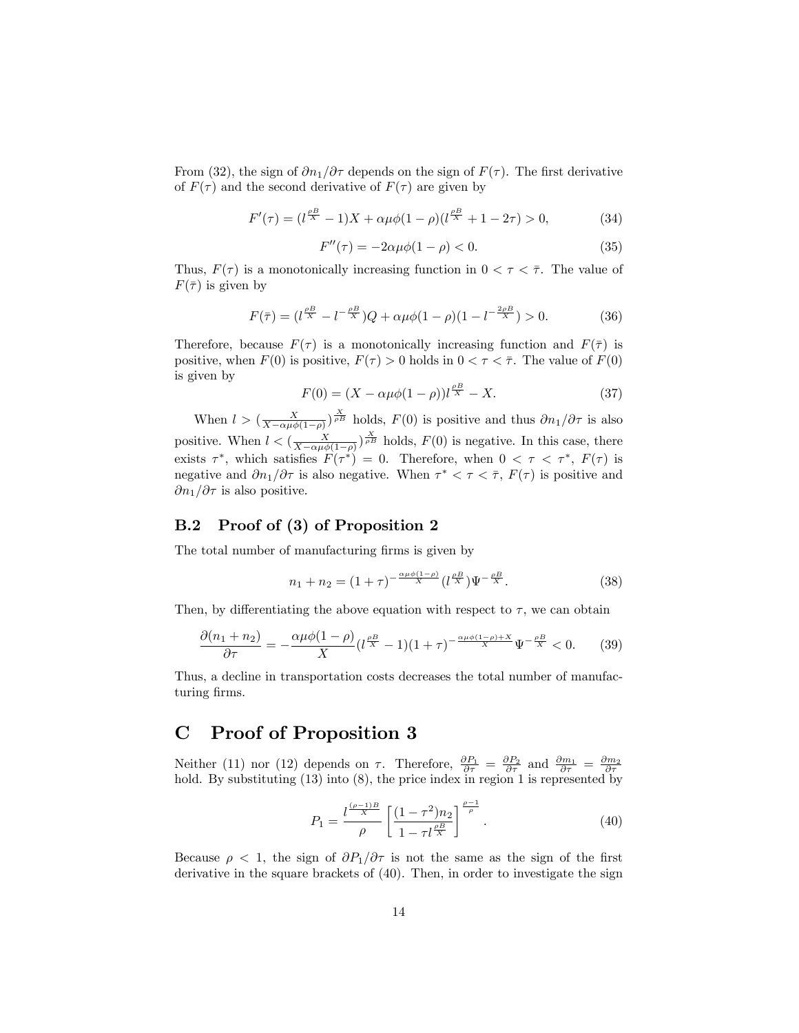From (32), the sign of $\partial n_1/\partial \tau$ depends on the sign of $F(\tau)$. The first derivative of $F(\tau)$ and the second derivative of $F(\tau)$ are given by

$$F'(\tau) = (l^{\frac{\rho B}{X}} - 1)X + \alpha\mu\phi(1-\rho)(l^{\frac{\rho B}{X}} + 1 - 2\tau) > 0, \tag{34}$$

$$F''(\tau) = -2\alpha\mu\phi(1-\rho) < 0. \tag{35}$$

Thus, $F(\tau)$ is a monotonically increasing function in $0 < \tau < \bar{\tau}$. The value of $F(\bar{\tau})$ is given by

$$F(\bar{\tau}) = (l^{\frac{\rho B}{X}} - l^{-\frac{\rho B}{X}})Q + \alpha\mu\phi(1-\rho)(1 - l^{-\frac{2\rho B}{X}}) > 0. \tag{36}$$

Therefore, because $F(\tau)$ is a monotonically increasing function and $F(\bar{\tau})$ is positive, when $F(0)$ is positive, $F(\tau) > 0$ holds in $0 < \tau < \bar{\tau}$. The value of $F(0)$ is given by

$$F(0) = (X - \alpha\mu\phi(1-\rho))l^{\frac{\rho B}{X}} - X. \tag{37}$$

When $l > (\frac{X}{X-\alpha\mu\phi(1-\rho)})^{\frac{X}{\rho B}}$ holds, $F(0)$ is positive and thus $\partial n_1/\partial \tau$ is also positive. When $l < (\frac{X}{X-\alpha\mu\phi(1-\rho)})^{\frac{X}{\rho B}}$ holds, $F(0)$ is negative. In this case, there exists $\tau^*$, which satisfies $F(\tau^*) = 0$. Therefore, when $0 < \tau < \tau^*$, $F(\tau)$ is negative and $\partial n_1/\partial \tau$ is also negative. When $\tau^* < \tau < \bar{\tau}$, $F(\tau)$ is positive and $\partial n_1/\partial \tau$ is also positive.

### B.2 Proof of (3) of Proposition 2

The total number of manufacturing firms is given by

$$n_1 + n_2 = (1+\tau)^{-\frac{\alpha\mu\phi(1-\rho)}{X}}(l^{\frac{\rho B}{X}})\Psi^{-\frac{\rho B}{X}}. \tag{38}$$

Then, by differentiating the above equation with respect to $\tau$, we can obtain

$$\frac{\partial(n_1+n_2)}{\partial \tau} = -\frac{\alpha\mu\phi(1-\rho)}{X}(l^{\frac{\rho B}{X}} - 1)(1+\tau)^{-\frac{\alpha\mu\phi(1-\rho)+X}{X}}\Psi^{-\frac{\rho B}{X}} < 0. \tag{39}$$

Thus, a decline in transportation costs decreases the total number of manufacturing firms.

## C Proof of Proposition 3

Neither (11) nor (12) depends on $\tau$. Therefore, $\frac{\partial P_1}{\partial \tau} = \frac{\partial P_2}{\partial \tau}$ and $\frac{\partial m_1}{\partial \tau} = \frac{\partial m_2}{\partial \tau}$ hold. By substituting (13) into (8), the price index in region 1 is represented by

$$P_1 = \frac{l^{\frac{(\rho-1)B}{X}}}{\rho}\left[\frac{(1-\tau^2)n_2}{1-\tau l^{\frac{\rho B}{X}}}\right]^{\frac{\rho-1}{\rho}}. \tag{40}$$

Because $\rho < 1$, the sign of $\partial P_1/\partial \tau$ is not the same as the sign of the first derivative in the square brackets of (40). Then, in order to investigate the sign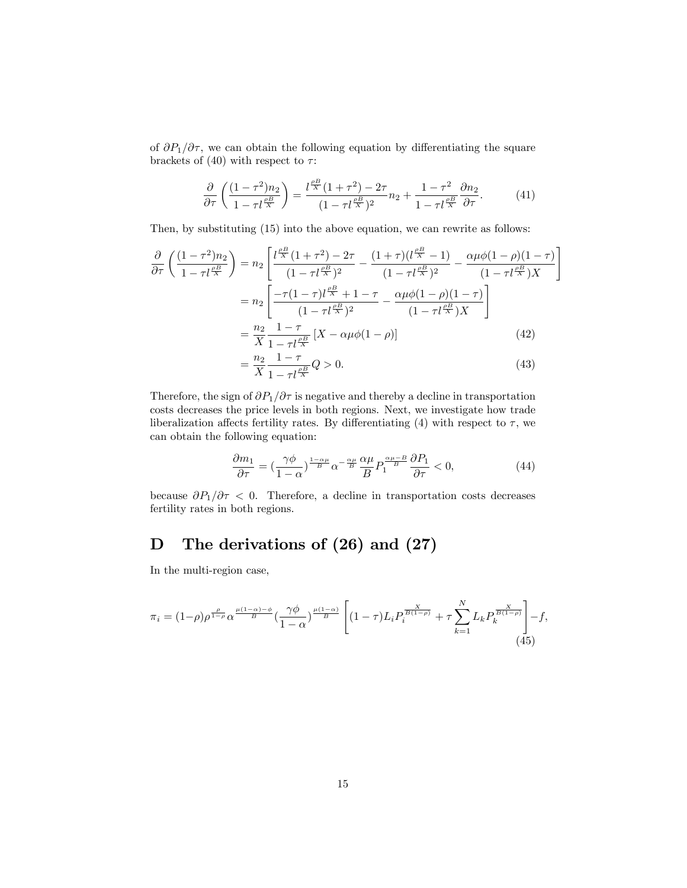of $\partial P_1/\partial \tau$, we can obtain the following equation by differentiating the square brackets of (40) with respect to $\tau$:

$$\frac{\partial}{\partial \tau}\left(\frac{(1-\tau^2)n_2}{1-\tau l^{\frac{\rho B}{X}}}\right) = \frac{l^{\frac{\rho B}{X}}(1+\tau^2)-2\tau}{(1-\tau l^{\frac{\rho B}{X}})^2}n_2 + \frac{1-\tau^2}{1-\tau l^{\frac{\rho B}{X}}}\frac{\partial n_2}{\partial \tau}. \tag{41}$$

Then, by substituting (15) into the above equation, we can rewrite as follows:

$$\begin{aligned}
\frac{\partial}{\partial \tau}\left(\frac{(1-\tau^2)n_2}{1-\tau l^{\frac{\rho B}{X}}}\right) &= n_2\left[\frac{l^{\frac{\rho B}{X}}(1+\tau^2)-2\tau}{(1-\tau l^{\frac{\rho B}{X}})^2} - \frac{(1+\tau)(l^{\frac{\rho B}{X}}-1)}{(1-\tau l^{\frac{\rho B}{X}})^2} - \frac{\alpha\mu\phi(1-\rho)(1-\tau)}{(1-\tau l^{\frac{\rho B}{X}})X}\right] \\
&= n_2\left[\frac{-\tau(1-\tau)l^{\frac{\rho B}{X}}+1-\tau}{(1-\tau l^{\frac{\rho B}{X}})^2} - \frac{\alpha\mu\phi(1-\rho)(1-\tau)}{(1-\tau l^{\frac{\rho B}{X}})X}\right] \\
&= \frac{n_2}{X}\frac{1-\tau}{1-\tau l^{\frac{\rho B}{X}}}\left[X-\alpha\mu\phi(1-\rho)\right] \qquad (42) \\
&= \frac{n_2}{X}\frac{1-\tau}{1-\tau l^{\frac{\rho B}{X}}}Q > 0. \qquad (43)
\end{aligned}$$

Therefore, the sign of $\partial P_1/\partial \tau$ is negative and thereby a decline in transportation costs decreases the price levels in both regions. Next, we investigate how trade liberalization affects fertility rates. By differentiating (4) with respect to $\tau$, we can obtain the following equation:

$$\frac{\partial m_1}{\partial \tau} = \left(\frac{\gamma\phi}{1-\alpha}\right)^{\frac{1-\alpha\mu}{B}}\alpha^{-\frac{\alpha\mu}{B}}\frac{\alpha\mu}{B}P_1^{\frac{\alpha\mu-B}{B}}\frac{\partial P_1}{\partial \tau} < 0, \tag{44}$$

because $\partial P_1/\partial \tau < 0$. Therefore, a decline in transportation costs decreases fertility rates in both regions.

# D The derivations of (26) and (27)

In the multi-region case,

$$\pi_i = (1-\rho)\rho^{\frac{\rho}{1-\rho}}\alpha^{\frac{\mu(1-\alpha)-\phi}{B}}\left(\frac{\gamma\phi}{1-\alpha}\right)^{\frac{\mu(1-\alpha)}{B}}\left[(1-\tau)L_iP_i^{\frac{X}{B(1-\rho)}} + \tau\sum_{k=1}^{N}L_kP_k^{\frac{X}{B(1-\rho)}}\right] - f, \tag{45}$$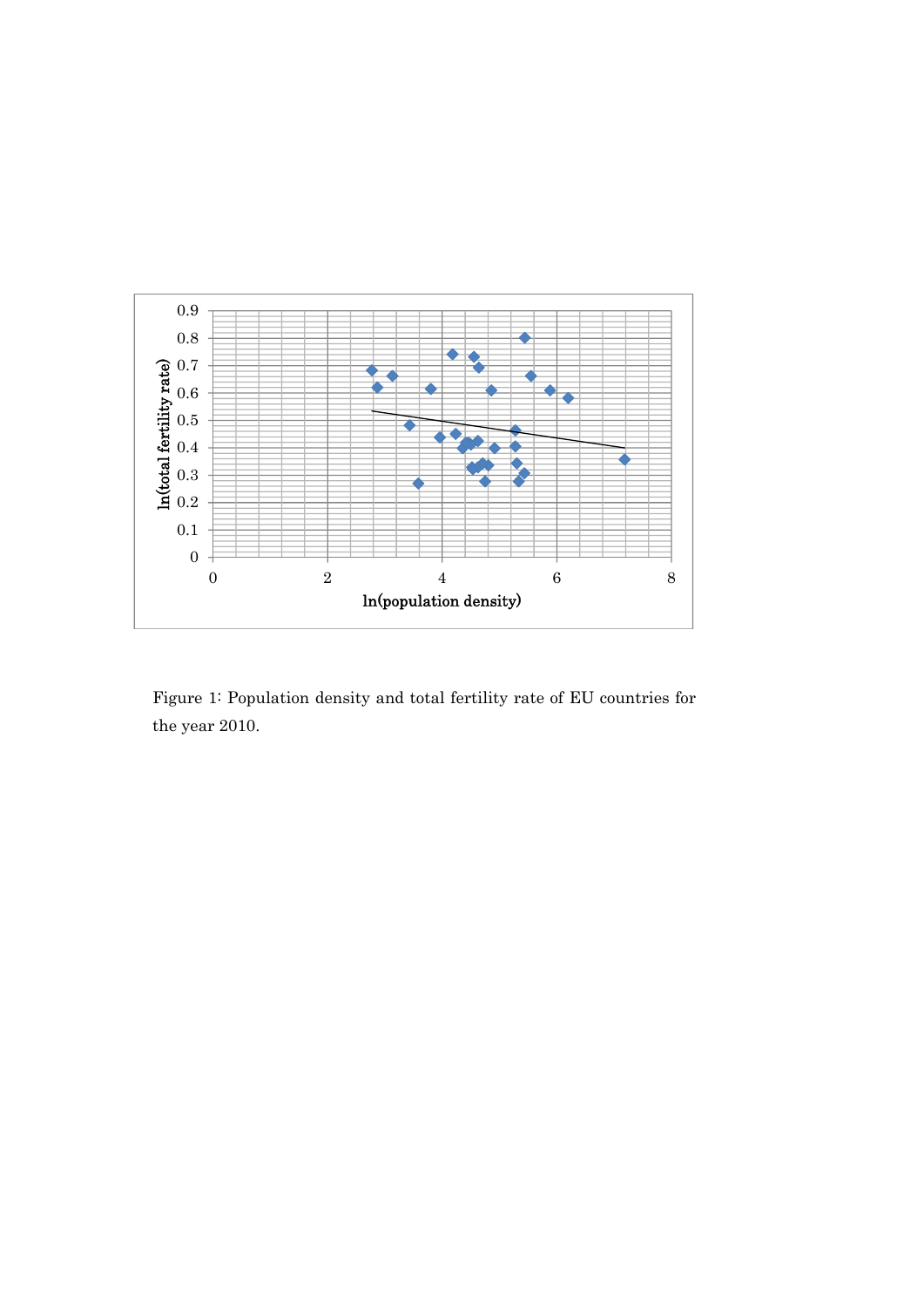0.9
0.8
0.7
0.6
0.5
0.4
0.3
0.2
0.1
0

ln(total fertility rate)

0 2 4 6 8

ln(population density)

Figure 1: Population density and total fertility rate of EU countries for the year 2010.